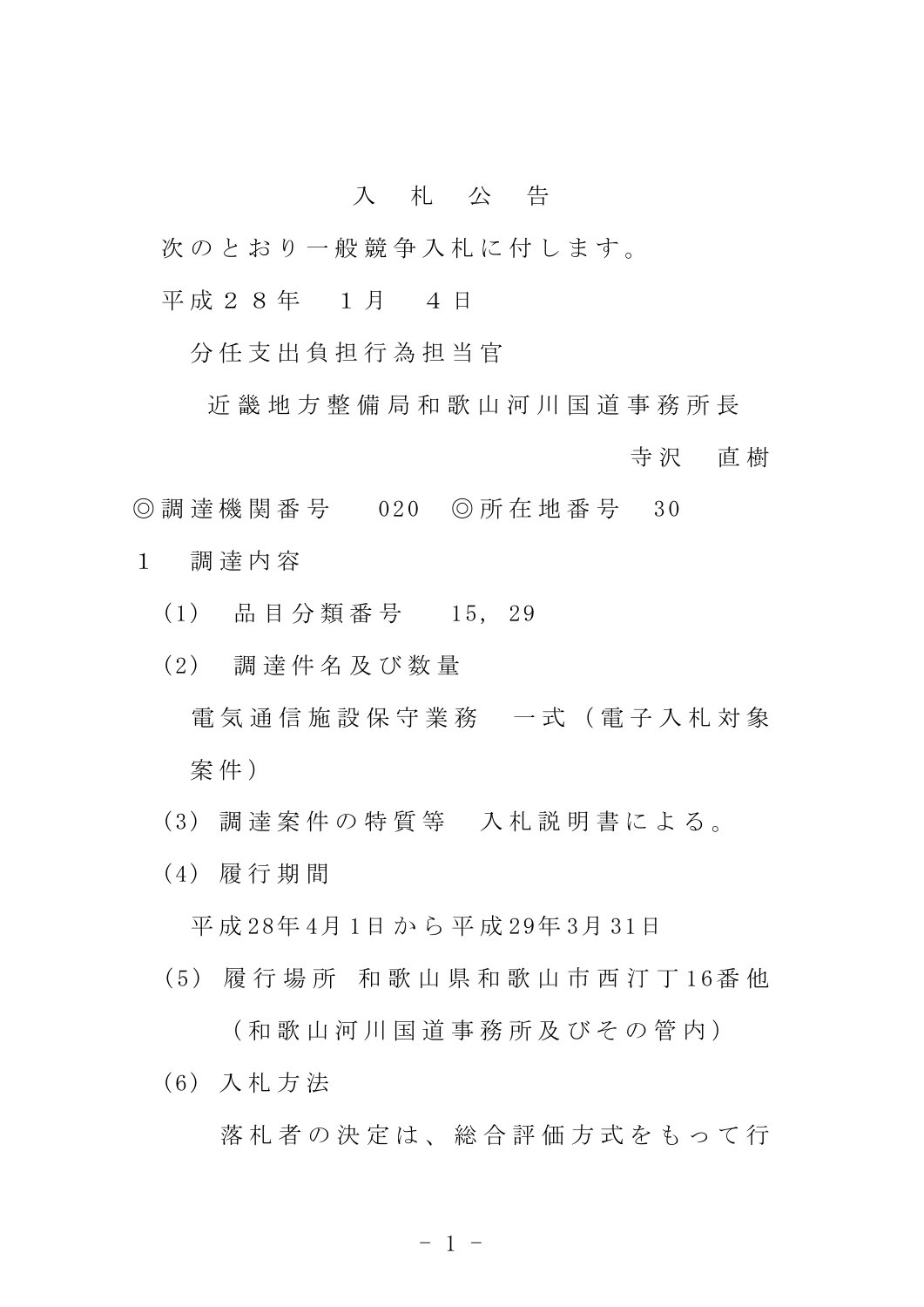# 入　札　公　告

次のとおり一般競争入札に付します。

平成２８年　１月　４日

分任支出負担行為担当官

近畿地方整備局和歌山河川国道事務所長

寺沢　直樹

◎調達機関番号　020　◎所在地番号　30

１　調達内容

(1)　品目分類番号　15, 29

(2)　調達件名及び数量

電気通信施設保守業務　一式（電子入札対象案件）

(3) 調達案件の特質等　入札説明書による。

(4) 履行期間

平成28年4月1日から平成29年3月31日

(5) 履行場所 和歌山県和歌山市西汀丁16番他

（和歌山河川国道事務所及びその管内）

(6) 入札方法

落札者の決定は、総合評価方式をもって行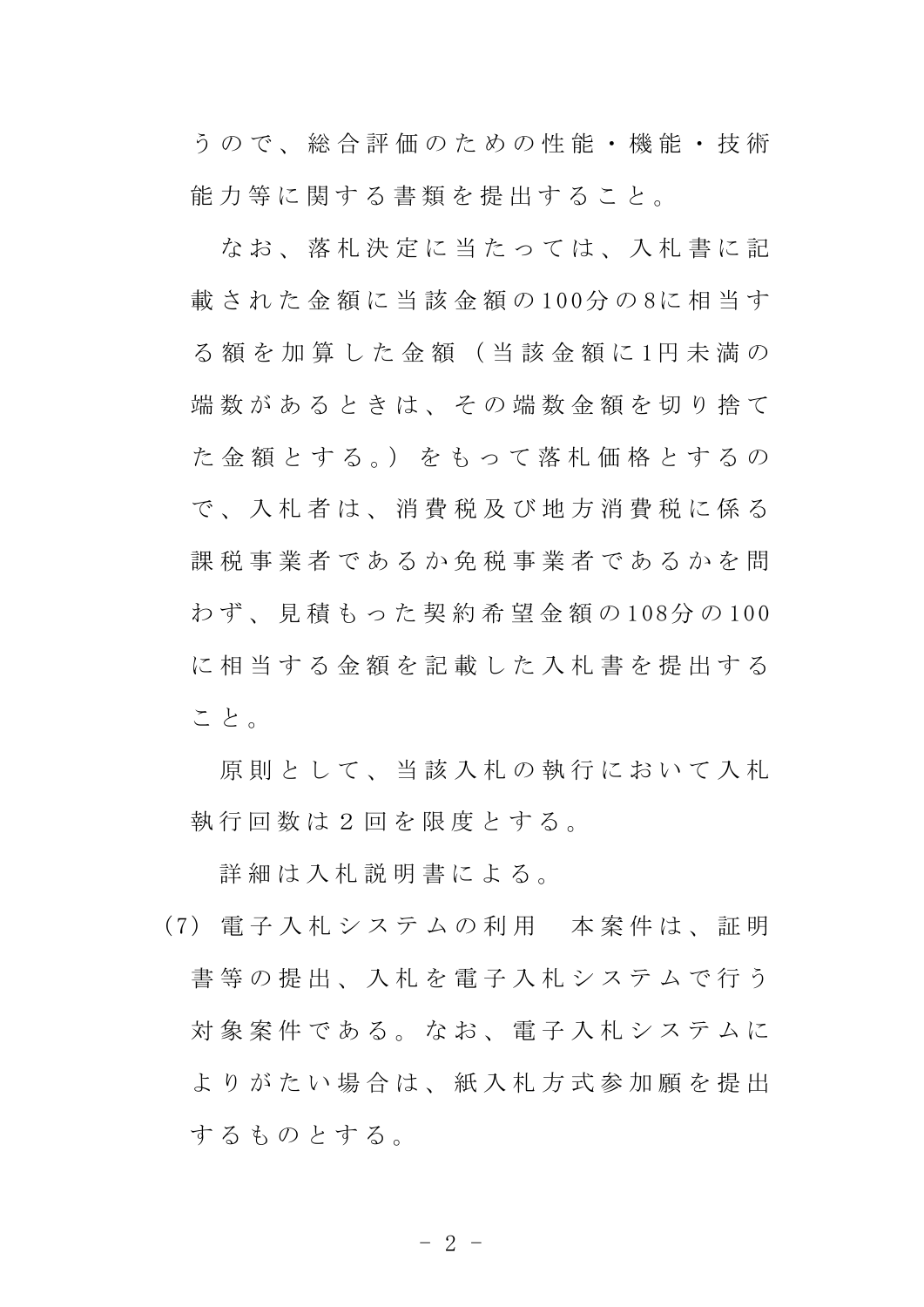うので、総合評価のための性能・機能・技術能力等に関する書類を提出すること。

なお、落札決定に当たっては、入札書に記載された金額に当該金額の100分の8に相当する額を加算した金額（当該金額に1円未満の端数があるときは、その端数金額を切り捨てた金額とする。）をもって落札価格とするので、入札者は、消費税及び地方消費税に係る課税事業者であるか免税事業者であるかを問わず、見積もった契約希望金額の108分の100に相当する金額を記載した入札書を提出すること。

原則として、当該入札の執行において入札執行回数は２回を限度とする。

詳細は入札説明書による。

(7) 電子入札システムの利用　本案件は、証明書等の提出、入札を電子入札システムで行う対象案件である。なお、電子入札システムによりがたい場合は、紙入札方式参加願を提出するものとする。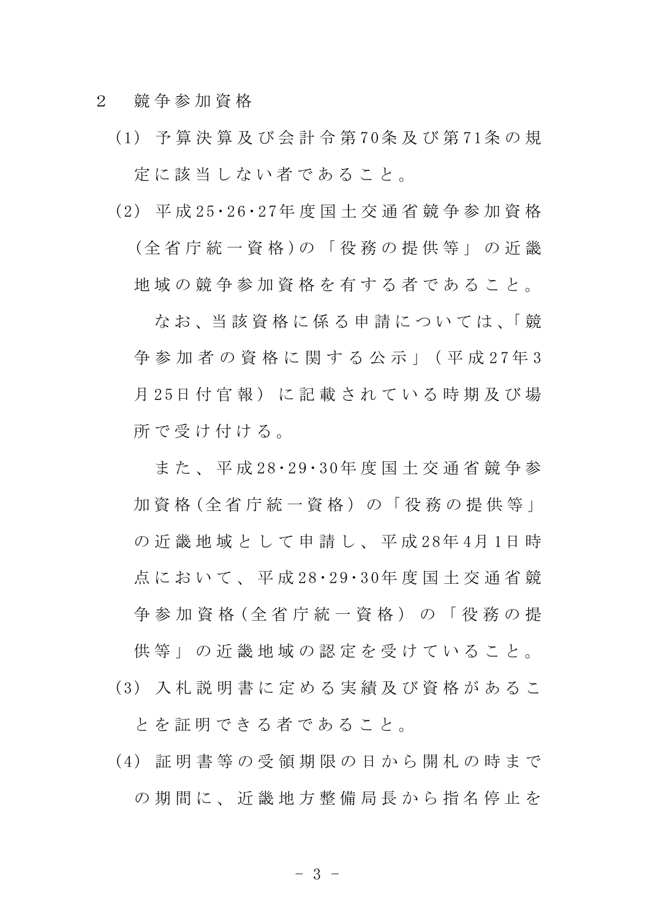2　競争参加資格

(1) 予算決算及び会計令第70条及び第71条の規定に該当しない者であること。

(2) 平成25･26･27年度国土交通省競争参加資格(全省庁統一資格)の「役務の提供等」の近畿地域の競争参加資格を有する者であること。

なお、当該資格に係る申請については、「競争参加者の資格に関する公示」(平成27年3月25日付官報)に記載されている時期及び場所で受け付ける。

また、平成28･29･30年度国土交通省競争参加資格(全省庁統一資格)の「役務の提供等」の近畿地域として申請し、平成28年4月1日時点において、平成28･29･30年度国土交通省競争参加資格(全省庁統一資格)の「役務の提供等」の近畿地域の認定を受けていること。

(3) 入札説明書に定める実績及び資格があることを証明できる者であること。

(4) 証明書等の受領期限の日から開札の時までの期間に、近畿地方整備局長から指名停止を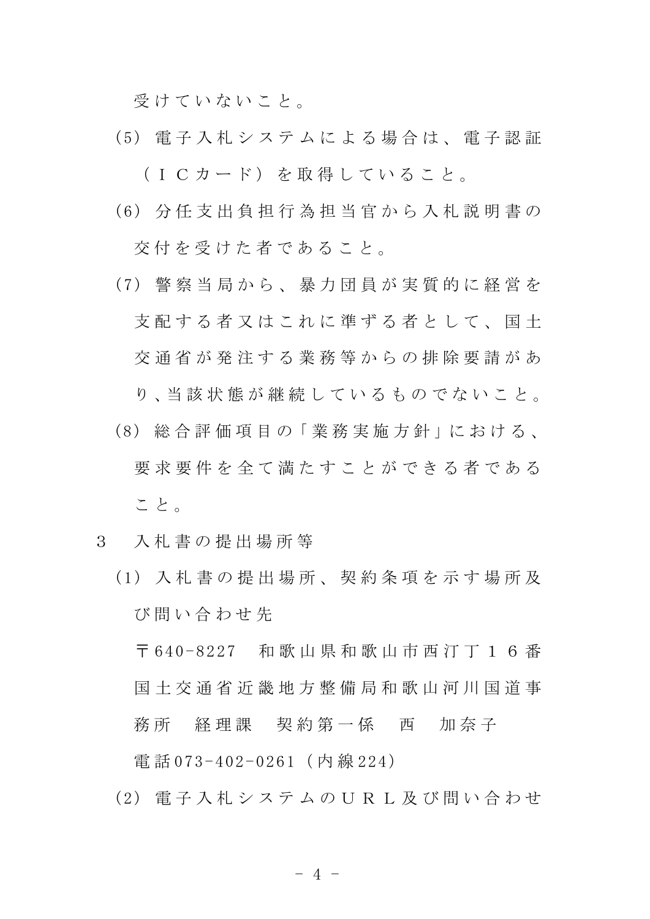受けていないこと。

(5) 電子入札システムによる場合は、電子認証（ＩＣカード）を取得していること。

(6) 分任支出負担行為担当官から入札説明書の交付を受けた者であること。

(7) 警察当局から、暴力団員が実質的に経営を支配する者又はこれに準ずる者として、国土交通省が発注する業務等からの排除要請があり、当該状態が継続しているものでないこと。

(8) 総合評価項目の「業務実施方針」における、要求要件を全て満たすことができる者であること。

3　入札書の提出場所等

(1) 入札書の提出場所、契約条項を示す場所及び問い合わせ先

〒640-8227　和歌山県和歌山市西汀丁１６番　国土交通省近畿地方整備局和歌山河川国道事務所　経理課　契約第一係　西　加奈子

電話073-402-0261（内線224）

(2) 電子入札システムのＵＲＬ及び問い合わせ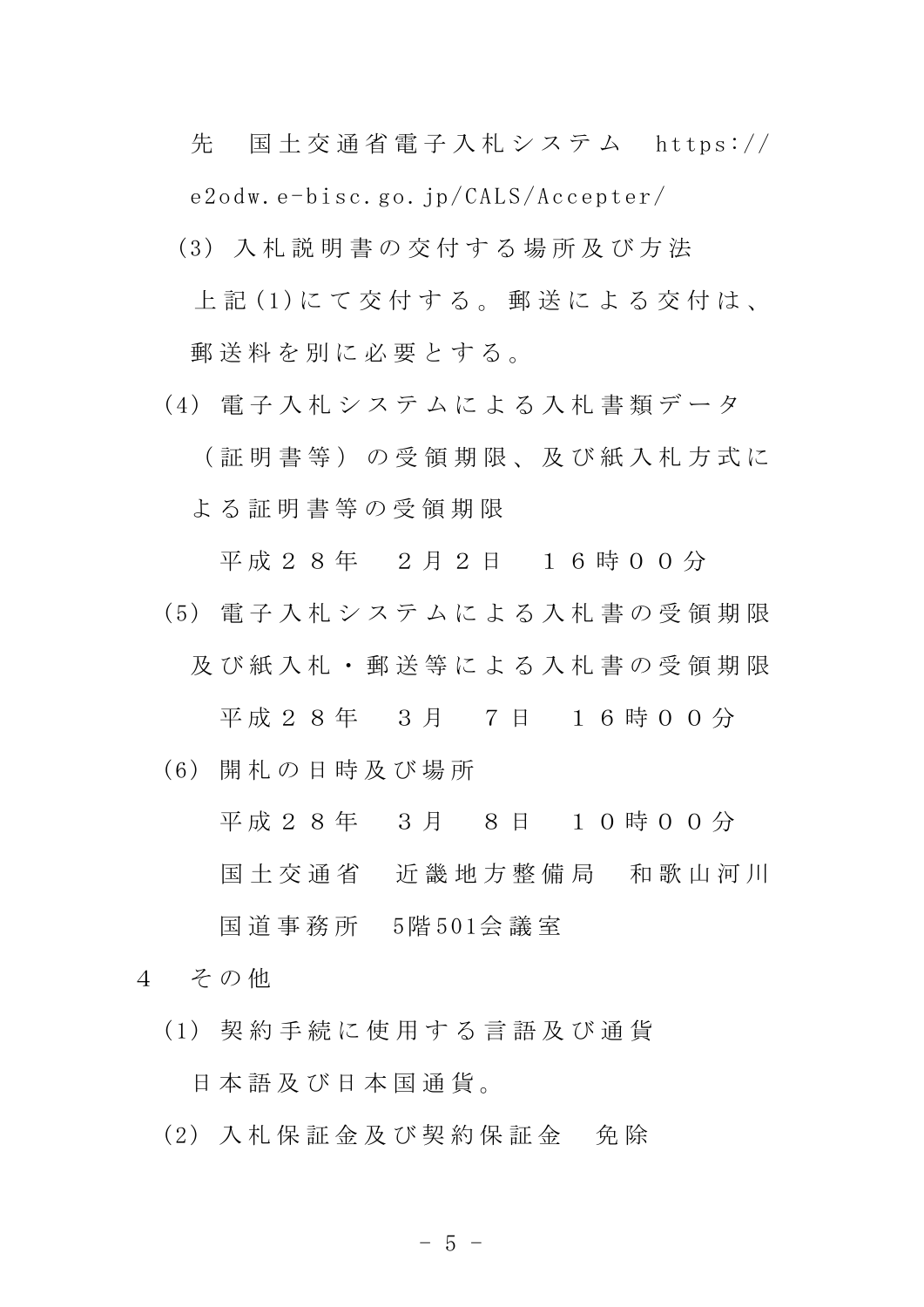先　国土交通省電子入札システム　https://e2odw.e-bisc.go.jp/CALS/Accepter/

(3) 入札説明書の交付する場所及び方法

上記(1)にて交付する。郵送による交付は、郵送料を別に必要とする。

(4) 電子入札システムによる入札書類データ（証明書等）の受領期限、及び紙入札方式による証明書等の受領期限

平成２８年　２月２日　１６時００分

(5) 電子入札システムによる入札書の受領期限及び紙入札・郵送等による入札書の受領期限

平成２８年　３月　７日　１６時００分

(6) 開札の日時及び場所

平成２８年　３月　８日　１０時００分

国土交通省　近畿地方整備局　和歌山河川国道事務所　5階501会議室

４　その他

(1) 契約手続に使用する言語及び通貨

日本語及び日本国通貨。

(2) 入札保証金及び契約保証金　免除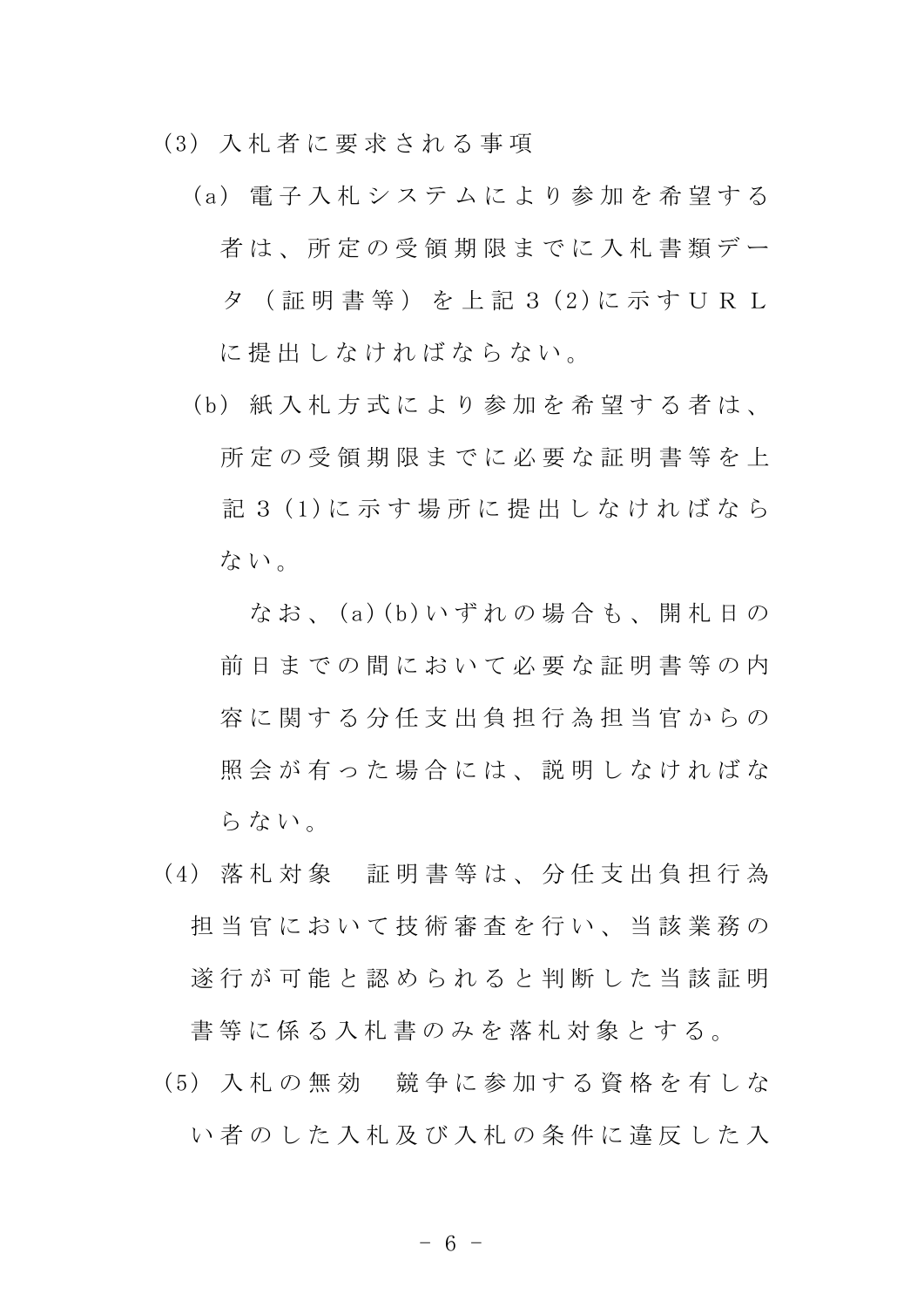(3) 入札者に要求される事項

(a) 電子入札システムにより参加を希望する者は、所定の受領期限までに入札書類データ（証明書等）を上記３(2)に示すＵＲＬに提出しなければならない。

(b) 紙入札方式により参加を希望する者は、所定の受領期限までに必要な証明書等を上記３(1)に示す場所に提出しなければならない。

なお、(a)(b)いずれの場合も、開札日の前日までの間において必要な証明書等の内容に関する分任支出負担行為担当官からの照会が有った場合には、説明しなければならない。

(4) 落札対象　証明書等は、分任支出負担行為担当官において技術審査を行い、当該業務の遂行が可能と認められると判断した当該証明書等に係る入札書のみを落札対象とする。

(5) 入札の無効　競争に参加する資格を有しない者のした入札及び入札の条件に違反した入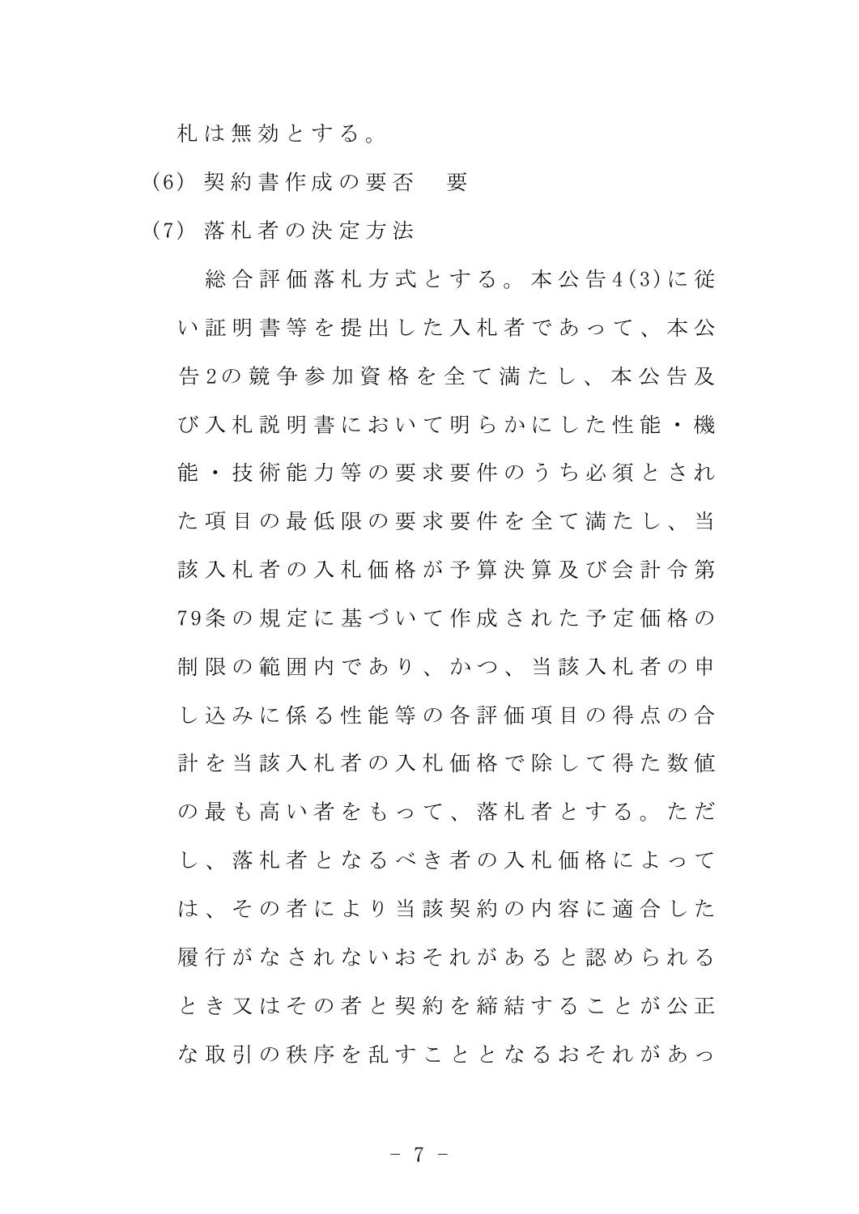札は無効とする。

(6) 契約書作成の要否　要

(7) 落札者の決定方法

総合評価落札方式とする。本公告4(3)に従い証明書等を提出した入札者であって、本公告2の競争参加資格を全て満たし、本公告及び入札説明書において明らかにした性能・機能・技術能力等の要求要件のうち必須とされた項目の最低限の要求要件を全て満たし、当該入札者の入札価格が予算決算及び会計令第79条の規定に基づいて作成された予定価格の制限の範囲内であり、かつ、当該入札者の申し込みに係る性能等の各評価項目の得点の合計を当該入札者の入札価格で除して得た数値の最も高い者をもって、落札者とする。ただし、落札者となるべき者の入札価格によっては、その者により当該契約の内容に適合した履行がなされないおそれがあると認められるとき又はその者と契約を締結することが公正な取引の秩序を乱すこととなるおそれがあっ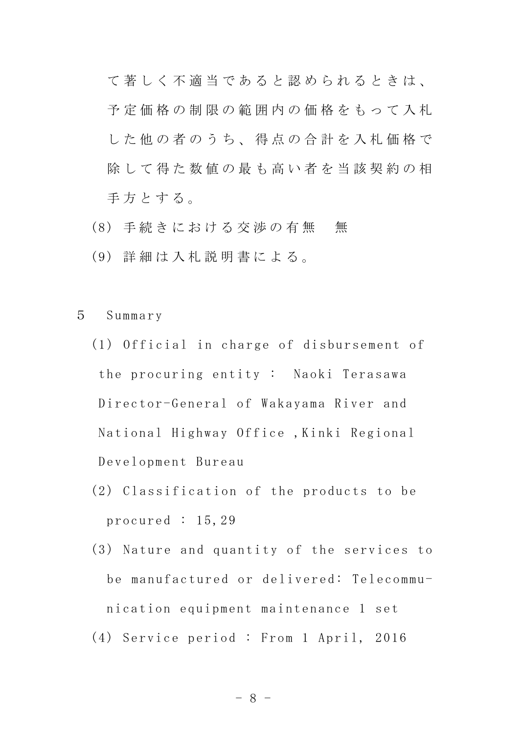て著しく不適当であると認められるときは、予定価格の制限の範囲内の価格をもって入札した他の者のうち、得点の合計を入札価格で除して得た数値の最も高い者を当該契約の相手方とする。

(8) 手続きにおける交渉の有無　無

(9) 詳細は入札説明書による。

5　Summary

(1) Official in charge of disbursement of the procuring entity :  Naoki Terasawa Director-General of Wakayama River and National Highway Office ,Kinki Regional Development Bureau

(2) Classification of the products to be procured : 15,29

(3) Nature and quantity of the services to be manufactured or delivered: Telecommu-nication equipment maintenance 1 set

(4) Service period : From 1 April, 2016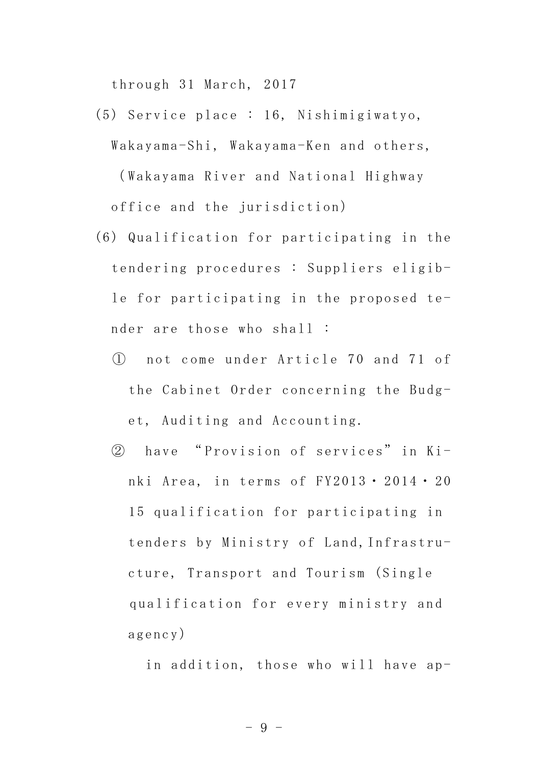through 31 March, 2017

(5) Service place : 16, Nishimigiwatyo, Wakayama-Shi, Wakayama-Ken and others, （Wakayama River and National Highway office and the jurisdiction)

(6) Qualification for participating in the tendering procedures : Suppliers eligible for participating in the proposed tender are those who shall :

① not come under Article 70 and 71 of the Cabinet Order concerning the Budget, Auditing and Accounting.

② have “Provision of services” in Kinki Area, in terms of FY2013・2014・2015 qualification for participating in tenders by Ministry of Land,Infrastructure, Transport and Tourism (Single qualification for every ministry and agency)

in addition, those who will have ap-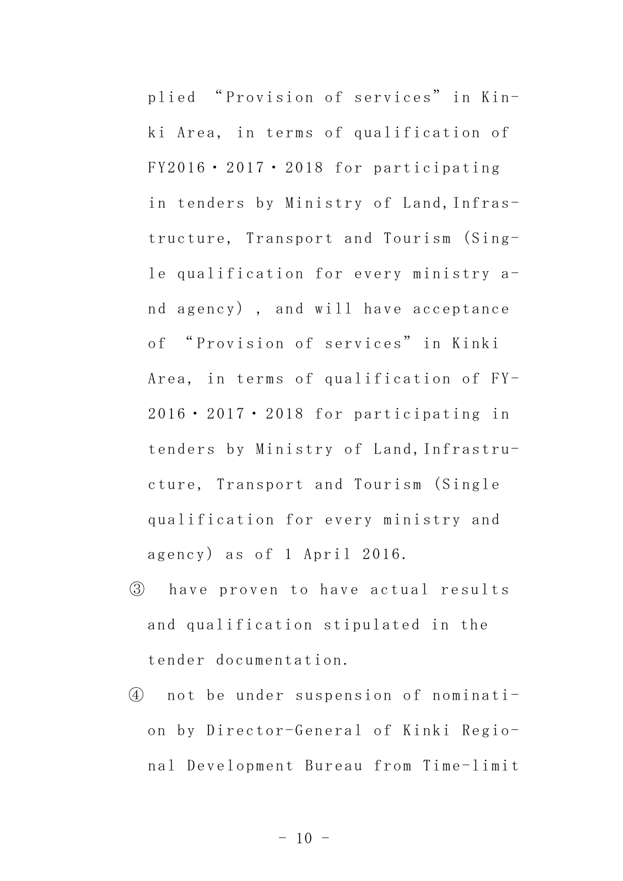plied “Provision of services” in Kinki Area, in terms of qualification of FY2016・2017・2018 for participating in tenders by Ministry of Land, Infrastructure, Transport and Tourism (Single qualification for every ministry and agency) , and will have acceptance of “Provision of services” in Kinki Area, in terms of qualification of FY-2016・2017・2018 for participating in tenders by Ministry of Land, Infrastructure, Transport and Tourism (Single qualification for every ministry and agency) as of 1 April 2016.

③ have proven to have actual results and qualification stipulated in the tender documentation.

④ not be under suspension of nomination by Director-General of Kinki Regional Development Bureau from Time-limit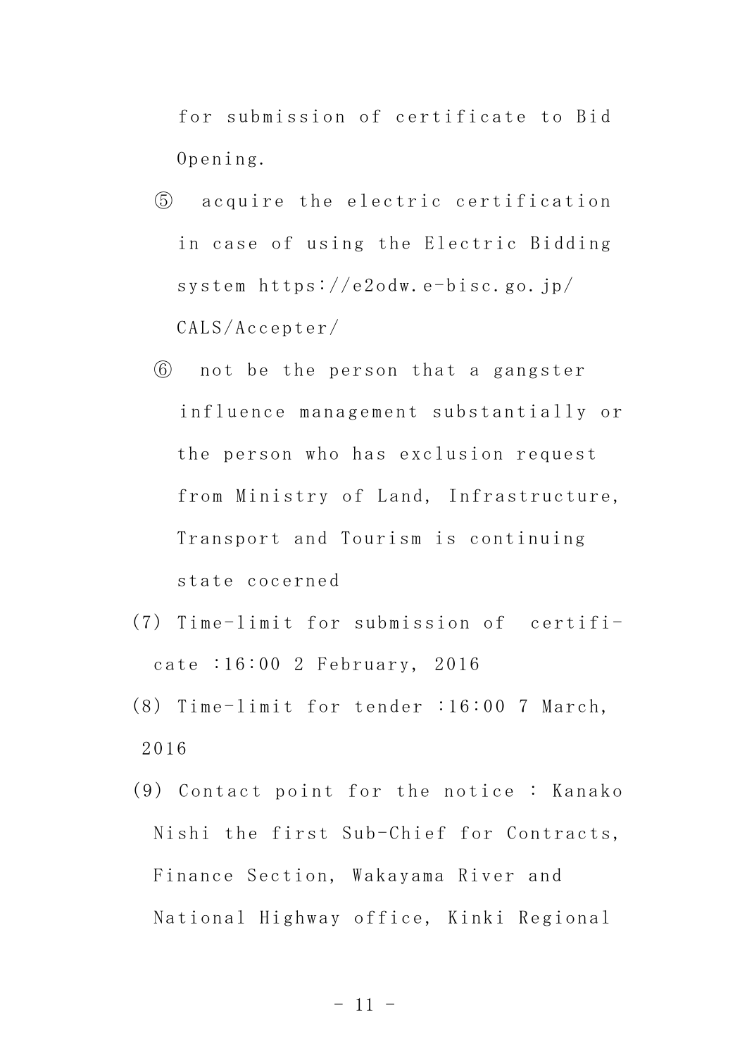for submission of certificate to Bid Opening.

⑤ acquire the electric certification in case of using the Electric Bidding system https://e2odw.e-bisc.go.jp/CALS/Accepter/

⑥ not be the person that a gangster influence management substantially or the person who has exclusion request from Ministry of Land, Infrastructure, Transport and Tourism is continuing state cocerned

(7) Time-limit for submission of certificate :16:00 2 February, 2016

(8) Time-limit for tender :16:00 7 March, 2016

(9) Contact point for the notice : Kanako Nishi the first Sub-Chief for Contracts, Finance Section, Wakayama River and National Highway office, Kinki Regional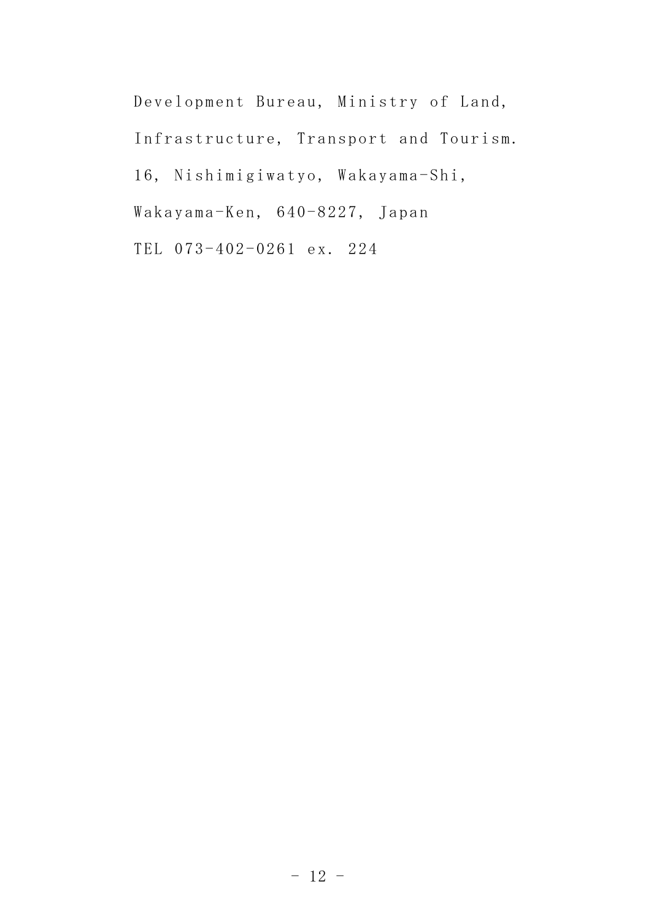Development Bureau, Ministry of Land,
Infrastructure, Transport and Tourism.
16, Nishimigiwatyo, Wakayama-Shi,
Wakayama-Ken, 640-8227, Japan
TEL 073-402-0261 ex. 224